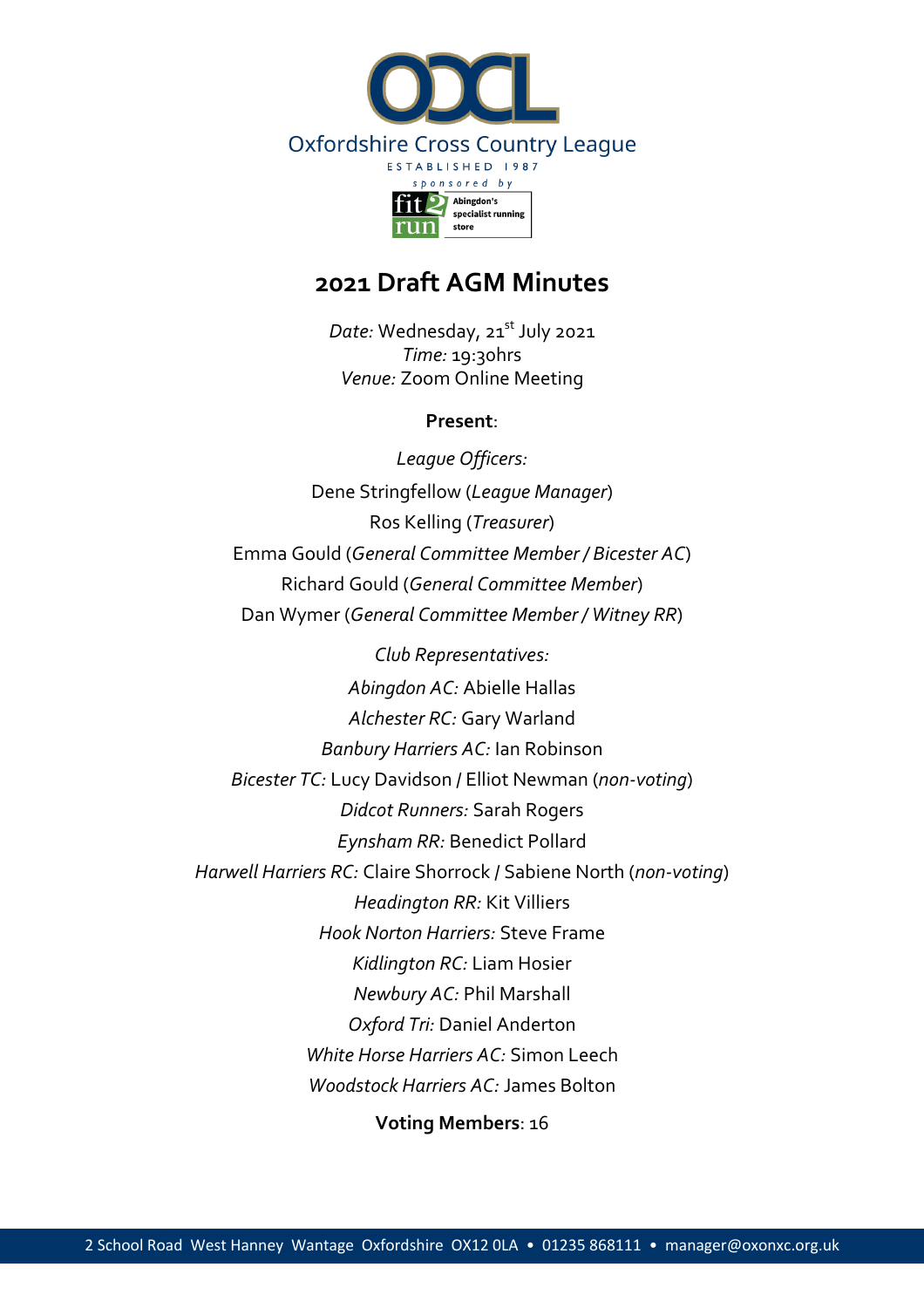Oxfordshire Cross Country League

ESTABLISHED 1987

sponsored by

fit2run Abingdon's specialist running store

# 2021 Draft AGM Minutes

*Date:* Wednesday, 21st July 2021
*Time:* 19:30hrs
*Venue:* Zoom Online Meeting

**Present**:

*League Officers:*

Dene Stringfellow (*League Manager*)
Ros Kelling (*Treasurer*)
Emma Gould (*General Committee Member / Bicester AC*)
Richard Gould (*General Committee Member*)
Dan Wymer (*General Committee Member / Witney RR*)

*Club Representatives:*

*Abingdon AC:* Abielle Hallas
*Alchester RC:* Gary Warland
*Banbury Harriers AC:* Ian Robinson
*Bicester TC:* Lucy Davidson / Elliot Newman (*non-voting*)
*Didcot Runners:* Sarah Rogers
*Eynsham RR:* Benedict Pollard
*Harwell Harriers RC:* Claire Shorrock / Sabiene North (*non-voting*)
*Headington RR:* Kit Villiers
*Hook Norton Harriers:* Steve Frame
*Kidlington RC:* Liam Hosier
*Newbury AC:* Phil Marshall
*Oxford Tri:* Daniel Anderton
*White Horse Harriers AC:* Simon Leech
*Woodstock Harriers AC:* James Bolton

**Voting Members**: 16

2 School Road West Hanney Wantage Oxfordshire OX12 0LA • 01235 868111 • manager@oxonxc.org.uk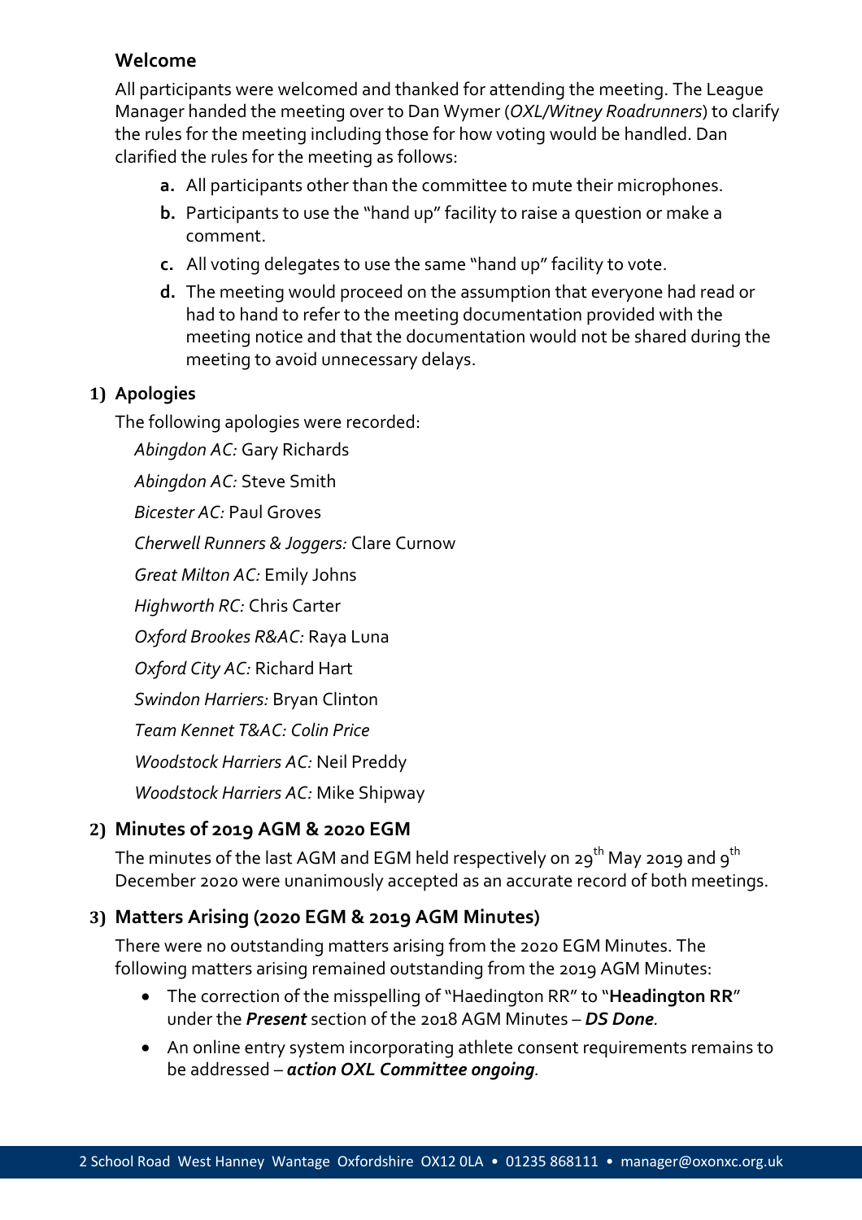## Welcome

All participants were welcomed and thanked for attending the meeting. The League Manager handed the meeting over to Dan Wymer (*OXL/Witney Roadrunners*) to clarify the rules for the meeting including those for how voting would be handled. Dan clarified the rules for the meeting as follows:

- **a.** All participants other than the committee to mute their microphones.
- **b.** Participants to use the "hand up" facility to raise a question or make a comment.
- **c.** All voting delegates to use the same "hand up" facility to vote.
- **d.** The meeting would proceed on the assumption that everyone had read or had to hand to refer to the meeting documentation provided with the meeting notice and that the documentation would not be shared during the meeting to avoid unnecessary delays.

## 1) Apologies

The following apologies were recorded:

*Abingdon AC:* Gary Richards

*Abingdon AC:* Steve Smith

*Bicester AC:* Paul Groves

*Cherwell Runners & Joggers:* Clare Curnow

*Great Milton AC:* Emily Johns

*Highworth RC:* Chris Carter

*Oxford Brookes R&AC:* Raya Luna

*Oxford City AC:* Richard Hart

*Swindon Harriers:* Bryan Clinton

*Team Kennet T&AC: Colin Price*

*Woodstock Harriers AC:* Neil Preddy

*Woodstock Harriers AC:* Mike Shipway

## 2) Minutes of 2019 AGM & 2020 EGM

The minutes of the last AGM and EGM held respectively on 29th May 2019 and 9th December 2020 were unanimously accepted as an accurate record of both meetings.

## 3) Matters Arising (2020 EGM & 2019 AGM Minutes)

There were no outstanding matters arising from the 2020 EGM Minutes. The following matters arising remained outstanding from the 2019 AGM Minutes:

- The correction of the misspelling of "Haedington RR" to "**Headington RR**" under the ***Present*** section of the 2018 AGM Minutes – ***DS Done****.*
- An online entry system incorporating athlete consent requirements remains to be addressed – ***action OXL Committee ongoing****.*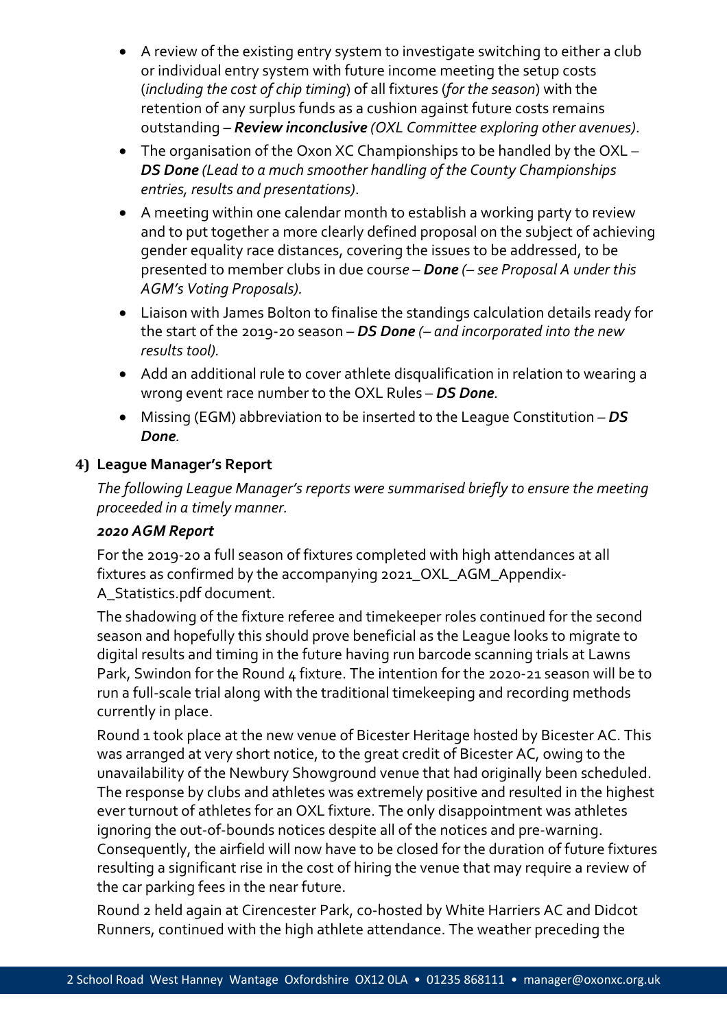- A review of the existing entry system to investigate switching to either a club or individual entry system with future income meeting the setup costs (*including the cost of chip timing*) of all fixtures (*for the season*) with the retention of any surplus funds as a cushion against future costs remains outstanding – ***Review inconclusive*** *(OXL Committee exploring other avenues)*.
- The organisation of the Oxon XC Championships to be handled by the OXL – ***DS Done*** *(Lead to a much smoother handling of the County Championships entries, results and presentations)*.
- A meeting within one calendar month to establish a working party to review and to put together a more clearly defined proposal on the subject of achieving gender equality race distances, covering the issues to be addressed, to be presented to member clubs in due course – ***Done*** *(– see Proposal A under this AGM's Voting Proposals).*
- Liaison with James Bolton to finalise the standings calculation details ready for the start of the 2019-20 season – ***DS Done*** *(– and incorporated into the new results tool).*
- Add an additional rule to cover athlete disqualification in relation to wearing a wrong event race number to the OXL Rules – ***DS Done****.*
- Missing (EGM) abbreviation to be inserted to the League Constitution – ***DS Done****.*

## 4) League Manager's Report

*The following League Manager's reports were summarised briefly to ensure the meeting proceeded in a timely manner.*

***2020 AGM Report***

For the 2019-20 a full season of fixtures completed with high attendances at all fixtures as confirmed by the accompanying 2021_OXL_AGM_Appendix-A_Statistics.pdf document.

The shadowing of the fixture referee and timekeeper roles continued for the second season and hopefully this should prove beneficial as the League looks to migrate to digital results and timing in the future having run barcode scanning trials at Lawns Park, Swindon for the Round 4 fixture. The intention for the 2020-21 season will be to run a full-scale trial along with the traditional timekeeping and recording methods currently in place.

Round 1 took place at the new venue of Bicester Heritage hosted by Bicester AC. This was arranged at very short notice, to the great credit of Bicester AC, owing to the unavailability of the Newbury Showground venue that had originally been scheduled. The response by clubs and athletes was extremely positive and resulted in the highest ever turnout of athletes for an OXL fixture. The only disappointment was athletes ignoring the out-of-bounds notices despite all of the notices and pre-warning. Consequently, the airfield will now have to be closed for the duration of future fixtures resulting a significant rise in the cost of hiring the venue that may require a review of the car parking fees in the near future.

Round 2 held again at Cirencester Park, co-hosted by White Harriers AC and Didcot Runners, continued with the high athlete attendance. The weather preceding the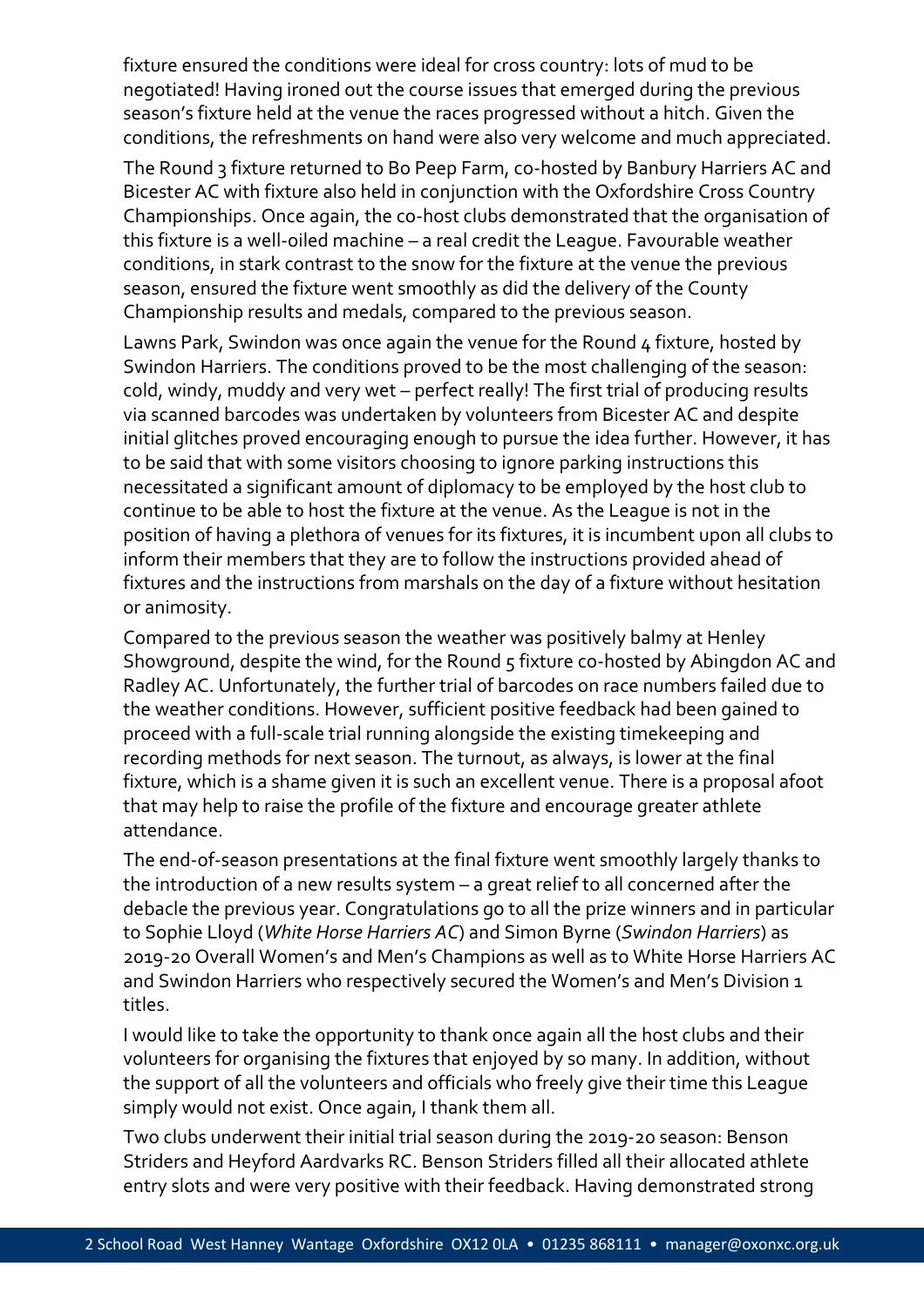fixture ensured the conditions were ideal for cross country: lots of mud to be negotiated! Having ironed out the course issues that emerged during the previous season's fixture held at the venue the races progressed without a hitch. Given the conditions, the refreshments on hand were also very welcome and much appreciated.

The Round 3 fixture returned to Bo Peep Farm, co-hosted by Banbury Harriers AC and Bicester AC with fixture also held in conjunction with the Oxfordshire Cross Country Championships. Once again, the co-host clubs demonstrated that the organisation of this fixture is a well-oiled machine – a real credit the League. Favourable weather conditions, in stark contrast to the snow for the fixture at the venue the previous season, ensured the fixture went smoothly as did the delivery of the County Championship results and medals, compared to the previous season.

Lawns Park, Swindon was once again the venue for the Round 4 fixture, hosted by Swindon Harriers. The conditions proved to be the most challenging of the season: cold, windy, muddy and very wet – perfect really! The first trial of producing results via scanned barcodes was undertaken by volunteers from Bicester AC and despite initial glitches proved encouraging enough to pursue the idea further. However, it has to be said that with some visitors choosing to ignore parking instructions this necessitated a significant amount of diplomacy to be employed by the host club to continue to be able to host the fixture at the venue. As the League is not in the position of having a plethora of venues for its fixtures, it is incumbent upon all clubs to inform their members that they are to follow the instructions provided ahead of fixtures and the instructions from marshals on the day of a fixture without hesitation or animosity.

Compared to the previous season the weather was positively balmy at Henley Showground, despite the wind, for the Round 5 fixture co-hosted by Abingdon AC and Radley AC. Unfortunately, the further trial of barcodes on race numbers failed due to the weather conditions. However, sufficient positive feedback had been gained to proceed with a full-scale trial running alongside the existing timekeeping and recording methods for next season. The turnout, as always, is lower at the final fixture, which is a shame given it is such an excellent venue. There is a proposal afoot that may help to raise the profile of the fixture and encourage greater athlete attendance.

The end-of-season presentations at the final fixture went smoothly largely thanks to the introduction of a new results system – a great relief to all concerned after the debacle the previous year. Congratulations go to all the prize winners and in particular to Sophie Lloyd (*White Horse Harriers AC*) and Simon Byrne (*Swindon Harriers*) as 2019-20 Overall Women's and Men's Champions as well as to White Horse Harriers AC and Swindon Harriers who respectively secured the Women's and Men's Division 1 titles.

I would like to take the opportunity to thank once again all the host clubs and their volunteers for organising the fixtures that enjoyed by so many. In addition, without the support of all the volunteers and officials who freely give their time this League simply would not exist. Once again, I thank them all.

Two clubs underwent their initial trial season during the 2019-20 season: Benson Striders and Heyford Aardvarks RC. Benson Striders filled all their allocated athlete entry slots and were very positive with their feedback. Having demonstrated strong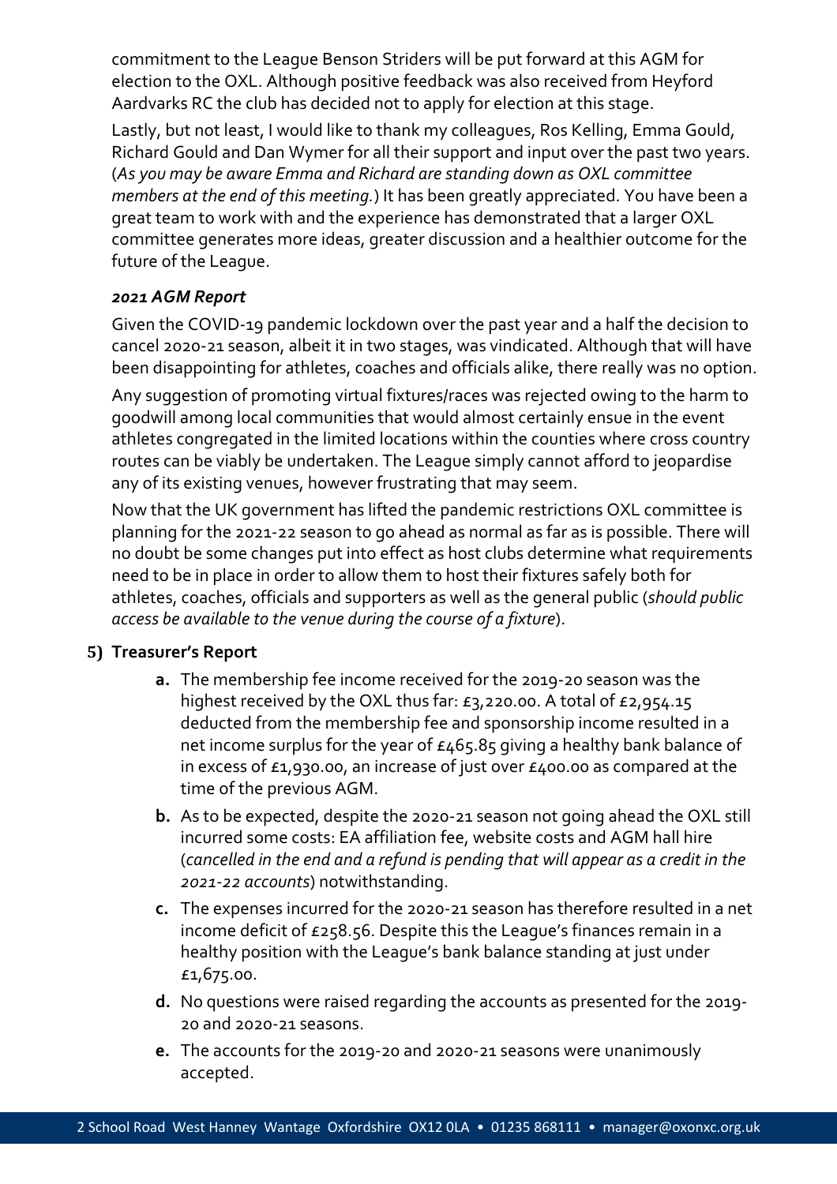commitment to the League Benson Striders will be put forward at this AGM for election to the OXL. Although positive feedback was also received from Heyford Aardvarks RC the club has decided not to apply for election at this stage.

Lastly, but not least, I would like to thank my colleagues, Ros Kelling, Emma Gould, Richard Gould and Dan Wymer for all their support and input over the past two years. (*As you may be aware Emma and Richard are standing down as OXL committee members at the end of this meeting.*) It has been greatly appreciated. You have been a great team to work with and the experience has demonstrated that a larger OXL committee generates more ideas, greater discussion and a healthier outcome for the future of the League.

***2021 AGM Report***

Given the COVID-19 pandemic lockdown over the past year and a half the decision to cancel 2020-21 season, albeit it in two stages, was vindicated. Although that will have been disappointing for athletes, coaches and officials alike, there really was no option.

Any suggestion of promoting virtual fixtures/races was rejected owing to the harm to goodwill among local communities that would almost certainly ensue in the event athletes congregated in the limited locations within the counties where cross country routes can be viably be undertaken. The League simply cannot afford to jeopardise any of its existing venues, however frustrating that may seem.

Now that the UK government has lifted the pandemic restrictions OXL committee is planning for the 2021-22 season to go ahead as normal as far as is possible. There will no doubt be some changes put into effect as host clubs determine what requirements need to be in place in order to allow them to host their fixtures safely both for athletes, coaches, officials and supporters as well as the general public (*should public access be available to the venue during the course of a fixture*).

**5) Treasurer's Report**

- **a.** The membership fee income received for the 2019-20 season was the highest received by the OXL thus far: £3,220.00. A total of £2,954.15 deducted from the membership fee and sponsorship income resulted in a net income surplus for the year of £465.85 giving a healthy bank balance of in excess of £1,930.00, an increase of just over £400.00 as compared at the time of the previous AGM.
- **b.** As to be expected, despite the 2020-21 season not going ahead the OXL still incurred some costs: EA affiliation fee, website costs and AGM hall hire (*cancelled in the end and a refund is pending that will appear as a credit in the 2021-22 accounts*) notwithstanding.
- **c.** The expenses incurred for the 2020-21 season has therefore resulted in a net income deficit of £258.56. Despite this the League's finances remain in a healthy position with the League's bank balance standing at just under £1,675.00.
- **d.** No questions were raised regarding the accounts as presented for the 2019-20 and 2020-21 seasons.
- **e.** The accounts for the 2019-20 and 2020-21 seasons were unanimously accepted.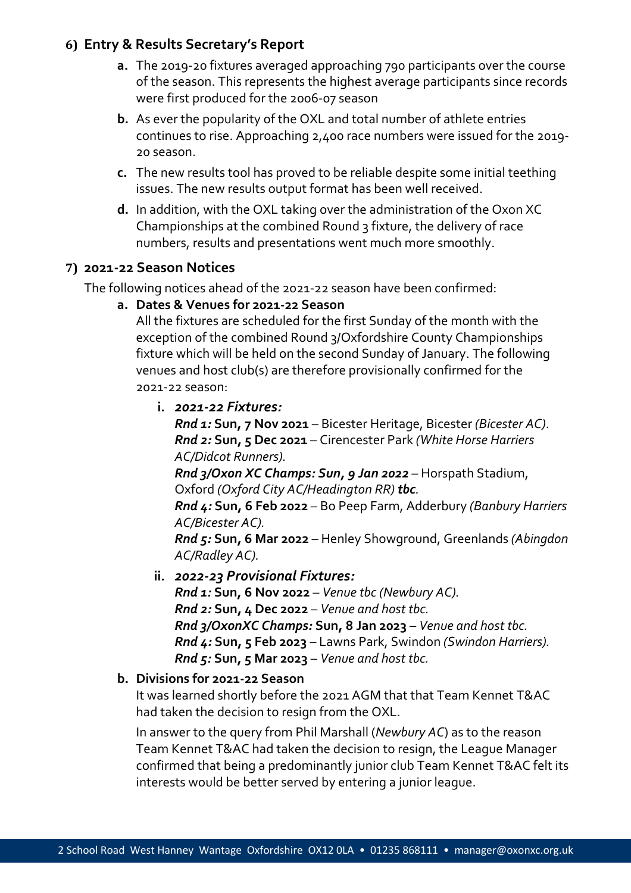## 6) Entry & Results Secretary's Report

- **a.** The 2019-20 fixtures averaged approaching 790 participants over the course of the season. This represents the highest average participants since records were first produced for the 2006-07 season
- **b.** As ever the popularity of the OXL and total number of athlete entries continues to rise. Approaching 2,400 race numbers were issued for the 2019-20 season.
- **c.** The new results tool has proved to be reliable despite some initial teething issues. The new results output format has been well received.
- **d.** In addition, with the OXL taking over the administration of the Oxon XC Championships at the combined Round 3 fixture, the delivery of race numbers, results and presentations went much more smoothly.

## 7) 2021-22 Season Notices

The following notices ahead of the 2021-22 season have been confirmed:

### a. Dates & Venues for 2021-22 Season

All the fixtures are scheduled for the first Sunday of the month with the exception of the combined Round 3/Oxfordshire County Championships fixture which will be held on the second Sunday of January. The following venues and host club(s) are therefore provisionally confirmed for the 2021-22 season:

**i. *2021-22 Fixtures:***

***Rnd 1:*** **Sun, 7 Nov 2021** – Bicester Heritage, Bicester *(Bicester AC)*.
***Rnd 2:*** **Sun, 5 Dec 2021** – Cirencester Park *(White Horse Harriers AC/Didcot Runners).*
***Rnd 3/Oxon XC Champs: Sun, 9 Jan 2022*** – Horspath Stadium, Oxford *(Oxford City AC/Headington RR)* ***tbc****.*
***Rnd 4:*** **Sun, 6 Feb 2022** – Bo Peep Farm, Adderbury *(Banbury Harriers AC/Bicester AC).*
***Rnd 5:*** **Sun, 6 Mar 2022** – Henley Showground, Greenlands *(Abingdon AC/Radley AC).*

**ii. *2022-23 Provisional Fixtures:***

***Rnd 1:*** **Sun, 6 Nov 2022** – *Venue tbc (Newbury AC).*
***Rnd 2:*** **Sun, 4 Dec 2022** – *Venue and host tbc.*
***Rnd 3/OxonXC Champs:*** **Sun, 8 Jan 2023** – *Venue and host tbc.*
***Rnd 4:*** **Sun, 5 Feb 2023** – Lawns Park, Swindon *(Swindon Harriers).*
***Rnd 5:*** **Sun, 5 Mar 2023** – *Venue and host tbc.*

### b. Divisions for 2021-22 Season

It was learned shortly before the 2021 AGM that that Team Kennet T&AC had taken the decision to resign from the OXL.

In answer to the query from Phil Marshall (*Newbury AC*) as to the reason Team Kennet T&AC had taken the decision to resign, the League Manager confirmed that being a predominantly junior club Team Kennet T&AC felt its interests would be better served by entering a junior league.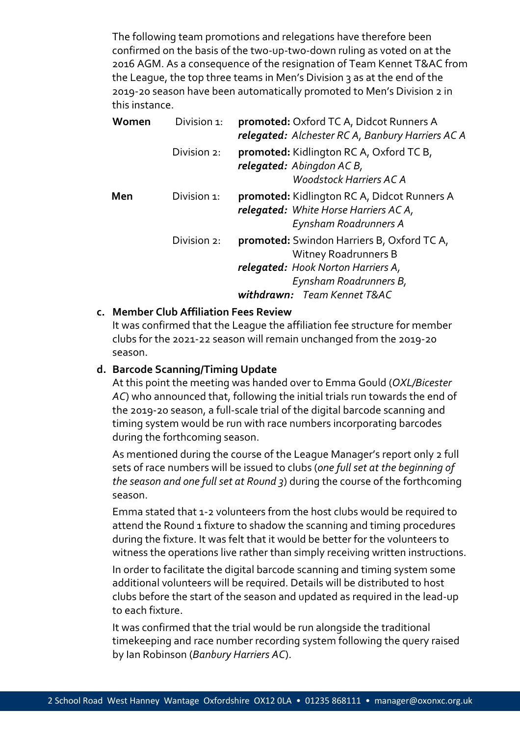The following team promotions and relegations have therefore been confirmed on the basis of the two-up-two-down ruling as voted on at the 2016 AGM. As a consequence of the resignation of Team Kennet T&AC from the League, the top three teams in Men's Division 3 as at the end of the 2019-20 season have been automatically promoted to Men's Division 2 in this instance.

| | | |
|---|---|---|
| **Women** | Division 1: | **promoted:** Oxford TC A, Didcot Runners A<br>***relegated:*** *Alchester RC A, Banbury Harriers AC A* |
| | Division 2: | **promoted:** Kidlington RC A, Oxford TC B,<br>***relegated:*** *Abingdon AC B, Woodstock Harriers AC A* |
| **Men** | Division 1: | **promoted:** Kidlington RC A, Didcot Runners A<br>***relegated:*** *White Horse Harriers AC A, Eynsham Roadrunners A* |
| | Division 2: | **promoted:** Swindon Harriers B, Oxford TC A, Witney Roadrunners B<br>***relegated:*** *Hook Norton Harriers A, Eynsham Roadrunners B,*<br>***withdrawn:*** *Team Kennet T&AC* |

**c. Member Club Affiliation Fees Review**

It was confirmed that the League the affiliation fee structure for member clubs for the 2021-22 season will remain unchanged from the 2019-20 season.

**d. Barcode Scanning/Timing Update**

At this point the meeting was handed over to Emma Gould (*OXL/Bicester AC*) who announced that, following the initial trials run towards the end of the 2019-20 season, a full-scale trial of the digital barcode scanning and timing system would be run with race numbers incorporating barcodes during the forthcoming season.

As mentioned during the course of the League Manager's report only 2 full sets of race numbers will be issued to clubs (*one full set at the beginning of the season and one full set at Round 3*) during the course of the forthcoming season.

Emma stated that 1-2 volunteers from the host clubs would be required to attend the Round 1 fixture to shadow the scanning and timing procedures during the fixture. It was felt that it would be better for the volunteers to witness the operations live rather than simply receiving written instructions.

In order to facilitate the digital barcode scanning and timing system some additional volunteers will be required. Details will be distributed to host clubs before the start of the season and updated as required in the lead-up to each fixture.

It was confirmed that the trial would be run alongside the traditional timekeeping and race number recording system following the query raised by Ian Robinson (*Banbury Harriers AC*).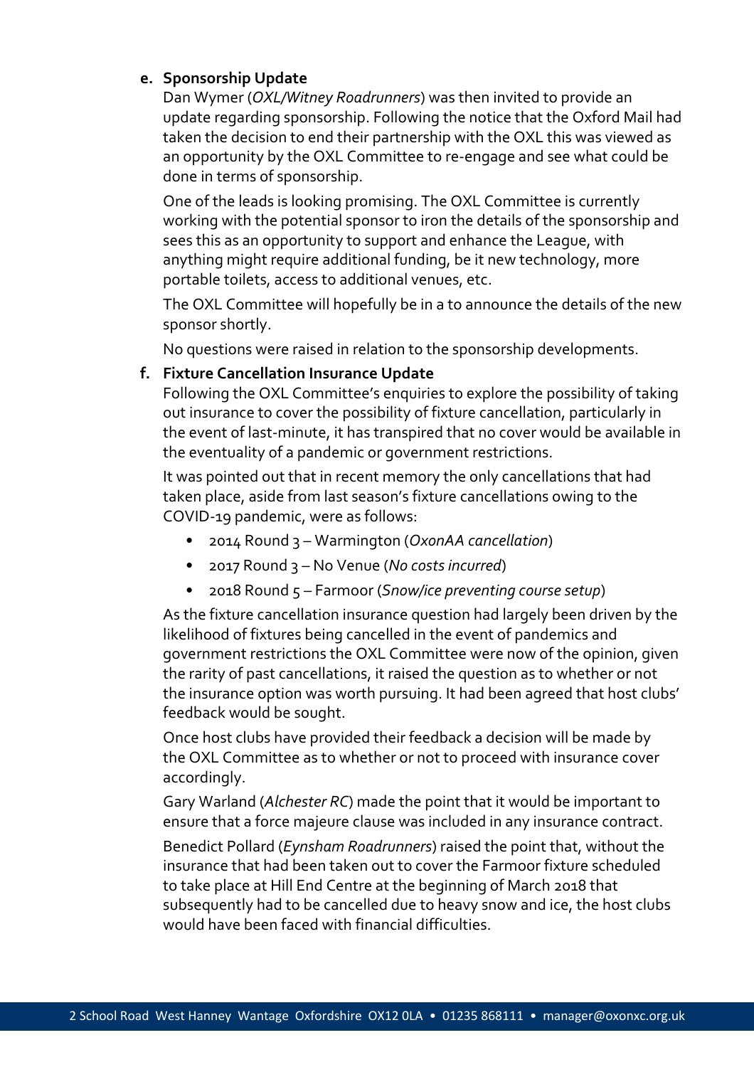**e. Sponsorship Update**

Dan Wymer (*OXL/Witney Roadrunners*) was then invited to provide an update regarding sponsorship. Following the notice that the Oxford Mail had taken the decision to end their partnership with the OXL this was viewed as an opportunity by the OXL Committee to re-engage and see what could be done in terms of sponsorship.

One of the leads is looking promising. The OXL Committee is currently working with the potential sponsor to iron the details of the sponsorship and sees this as an opportunity to support and enhance the League, with anything might require additional funding, be it new technology, more portable toilets, access to additional venues, etc.

The OXL Committee will hopefully be in a to announce the details of the new sponsor shortly.

No questions were raised in relation to the sponsorship developments.

**f. Fixture Cancellation Insurance Update**

Following the OXL Committee's enquiries to explore the possibility of taking out insurance to cover the possibility of fixture cancellation, particularly in the event of last-minute, it has transpired that no cover would be available in the eventuality of a pandemic or government restrictions.

It was pointed out that in recent memory the only cancellations that had taken place, aside from last season's fixture cancellations owing to the COVID-19 pandemic, were as follows:

- 2014 Round 3 – Warmington (*OxonAA cancellation*)
- 2017 Round 3 – No Venue (*No costs incurred*)
- 2018 Round 5 – Farmoor (*Snow/ice preventing course setup*)

As the fixture cancellation insurance question had largely been driven by the likelihood of fixtures being cancelled in the event of pandemics and government restrictions the OXL Committee were now of the opinion, given the rarity of past cancellations, it raised the question as to whether or not the insurance option was worth pursuing. It had been agreed that host clubs' feedback would be sought.

Once host clubs have provided their feedback a decision will be made by the OXL Committee as to whether or not to proceed with insurance cover accordingly.

Gary Warland (*Alchester RC*) made the point that it would be important to ensure that a force majeure clause was included in any insurance contract.

Benedict Pollard (*Eynsham Roadrunners*) raised the point that, without the insurance that had been taken out to cover the Farmoor fixture scheduled to take place at Hill End Centre at the beginning of March 2018 that subsequently had to be cancelled due to heavy snow and ice, the host clubs would have been faced with financial difficulties.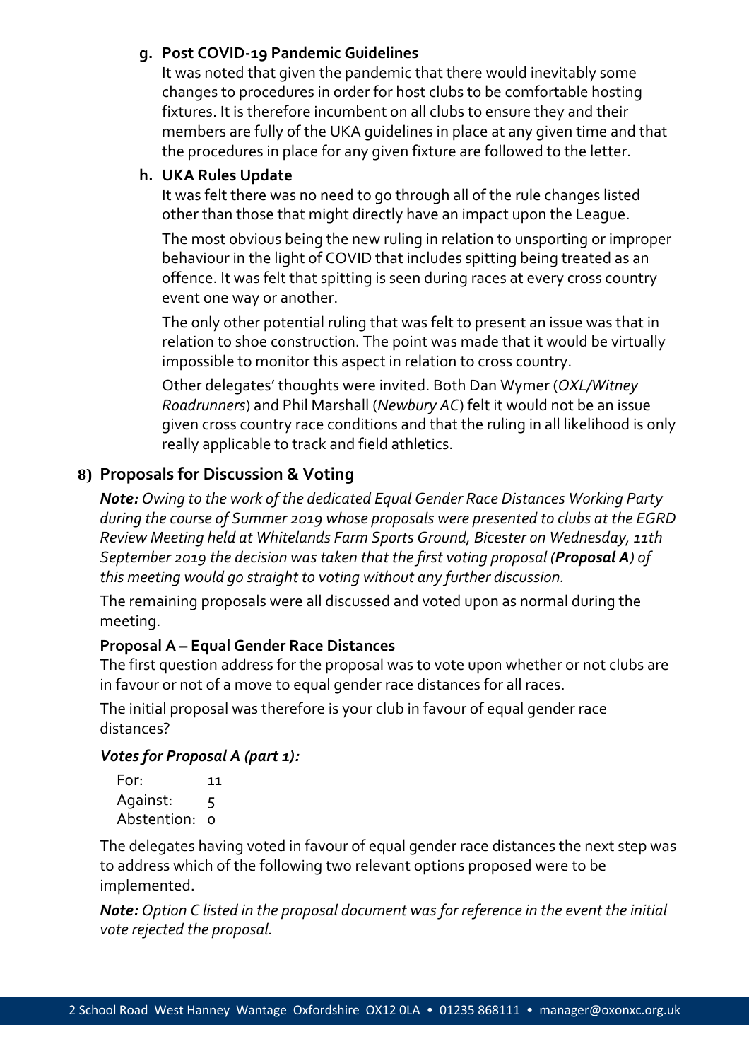**g. Post COVID-19 Pandemic Guidelines**

It was noted that given the pandemic that there would inevitably some changes to procedures in order for host clubs to be comfortable hosting fixtures. It is therefore incumbent on all clubs to ensure they and their members are fully of the UKA guidelines in place at any given time and that the procedures in place for any given fixture are followed to the letter.

**h. UKA Rules Update**

It was felt there was no need to go through all of the rule changes listed other than those that might directly have an impact upon the League.

The most obvious being the new ruling in relation to unsporting or improper behaviour in the light of COVID that includes spitting being treated as an offence. It was felt that spitting is seen during races at every cross country event one way or another.

The only other potential ruling that was felt to present an issue was that in relation to shoe construction. The point was made that it would be virtually impossible to monitor this aspect in relation to cross country.

Other delegates' thoughts were invited. Both Dan Wymer (*OXL/Witney Roadrunners*) and Phil Marshall (*Newbury AC*) felt it would not be an issue given cross country race conditions and that the ruling in all likelihood is only really applicable to track and field athletics.

## 8) Proposals for Discussion & Voting

***Note:*** *Owing to the work of the dedicated Equal Gender Race Distances Working Party during the course of Summer 2019 whose proposals were presented to clubs at the EGRD Review Meeting held at Whitelands Farm Sports Ground, Bicester on Wednesday, 11th September 2019 the decision was taken that the first voting proposal (**Proposal A**) of this meeting would go straight to voting without any further discussion.*

The remaining proposals were all discussed and voted upon as normal during the meeting.

**Proposal A – Equal Gender Race Distances**

The first question address for the proposal was to vote upon whether or not clubs are in favour or not of a move to equal gender race distances for all races.

The initial proposal was therefore is your club in favour of equal gender race distances?

***Votes for Proposal A (part 1):***

| | |
|---|---|
| For: | 11 |
| Against: | 5 |
| Abstention: | 0 |

The delegates having voted in favour of equal gender race distances the next step was to address which of the following two relevant options proposed were to be implemented.

***Note:*** *Option C listed in the proposal document was for reference in the event the initial vote rejected the proposal.*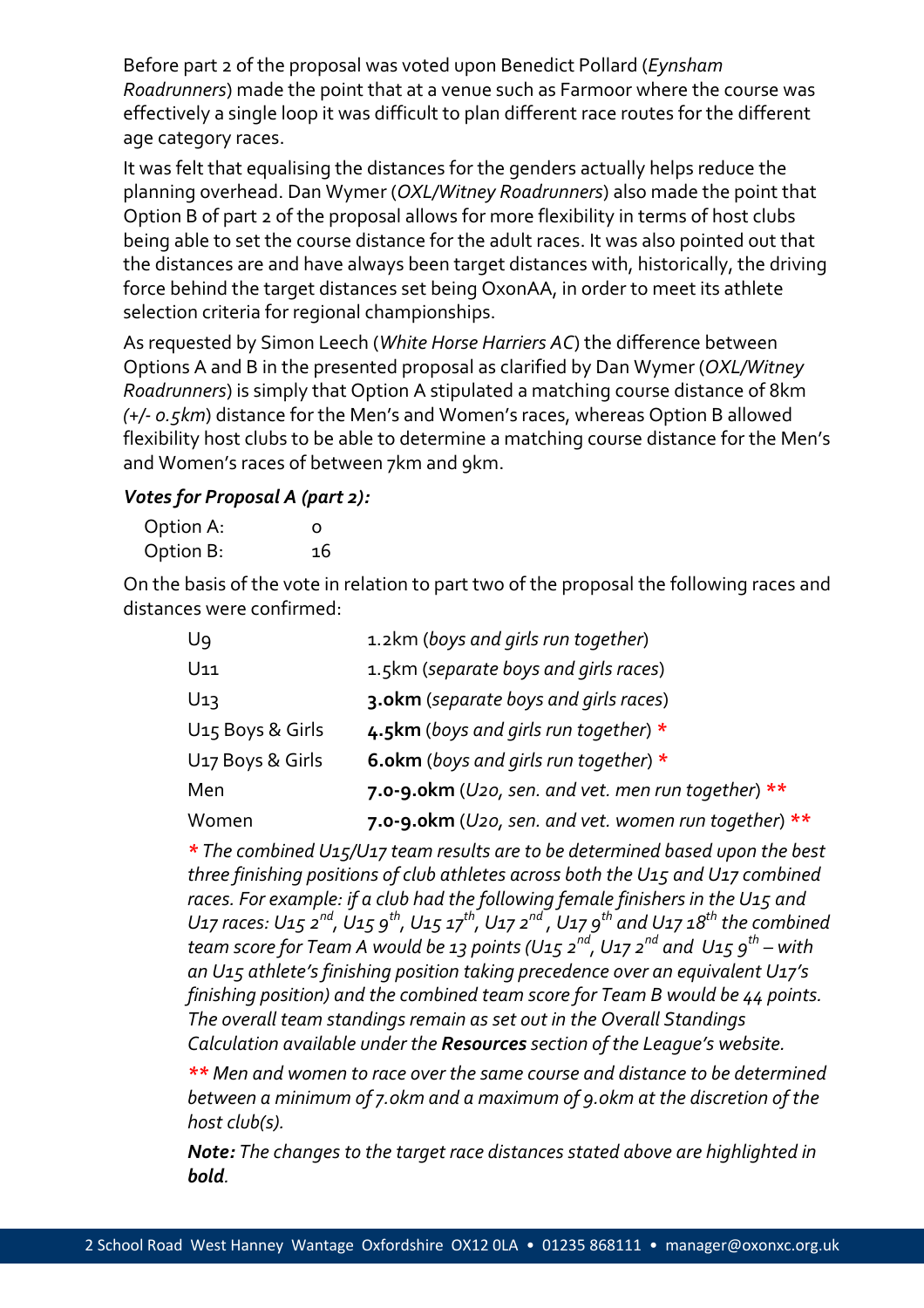Before part 2 of the proposal was voted upon Benedict Pollard (*Eynsham Roadrunners*) made the point that at a venue such as Farmoor where the course was effectively a single loop it was difficult to plan different race routes for the different age category races.

It was felt that equalising the distances for the genders actually helps reduce the planning overhead. Dan Wymer (*OXL/Witney Roadrunners*) also made the point that Option B of part 2 of the proposal allows for more flexibility in terms of host clubs being able to set the course distance for the adult races. It was also pointed out that the distances are and have always been target distances with, historically, the driving force behind the target distances set being OxonAA, in order to meet its athlete selection criteria for regional championships.

As requested by Simon Leech (*White Horse Harriers AC*) the difference between Options A and B in the presented proposal as clarified by Dan Wymer (*OXL/Witney Roadrunners*) is simply that Option A stipulated a matching course distance of 8km *(+/- 0.5km)* distance for the Men's and Women's races, whereas Option B allowed flexibility host clubs to be able to determine a matching course distance for the Men's and Women's races of between 7km and 9km.

***Votes for Proposal A (part 2):***

| | |
|---|---|
| Option A: | 0 |
| Option B: | 16 |

On the basis of the vote in relation to part two of the proposal the following races and distances were confirmed:

| | |
|---|---|
| U9 | 1.2km (*boys and girls run together*) |
| U11 | 1.5km (*separate boys and girls races*) |
| U13 | **3.0km** (*separate boys and girls races*) |
| U15 Boys & Girls | **4.5km** (*boys and girls run together*) * |
| U17 Boys & Girls | **6.0km** (*boys and girls run together*) * |
| Men | **7.0-9.0km** (*U20, sen. and vet. men run together*) ** |
| Women | **7.0-9.0km** (*U20, sen. and vet. women run together*) ** |

*\* The combined U15/U17 team results are to be determined based upon the best three finishing positions of club athletes across both the U15 and U17 combined races. For example: if a club had the following female finishers in the U15 and U17 races: U15 2nd, U15 9th, U15 17th, U17 2nd, U17 9th and U17 18th the combined team score for Team A would be 13 points (U15 2nd, U17 2nd and U15 9th – with an U15 athlete's finishing position taking precedence over an equivalent U17's finishing position) and the combined team score for Team B would be 44 points. The overall team standings remain as set out in the Overall Standings Calculation available under the **Resources** section of the League's website.*

*\*\* Men and women to race over the same course and distance to be determined between a minimum of 7.0km and a maximum of 9.0km at the discretion of the host club(s).*

***Note:** The changes to the target race distances stated above are highlighted in **bold**.*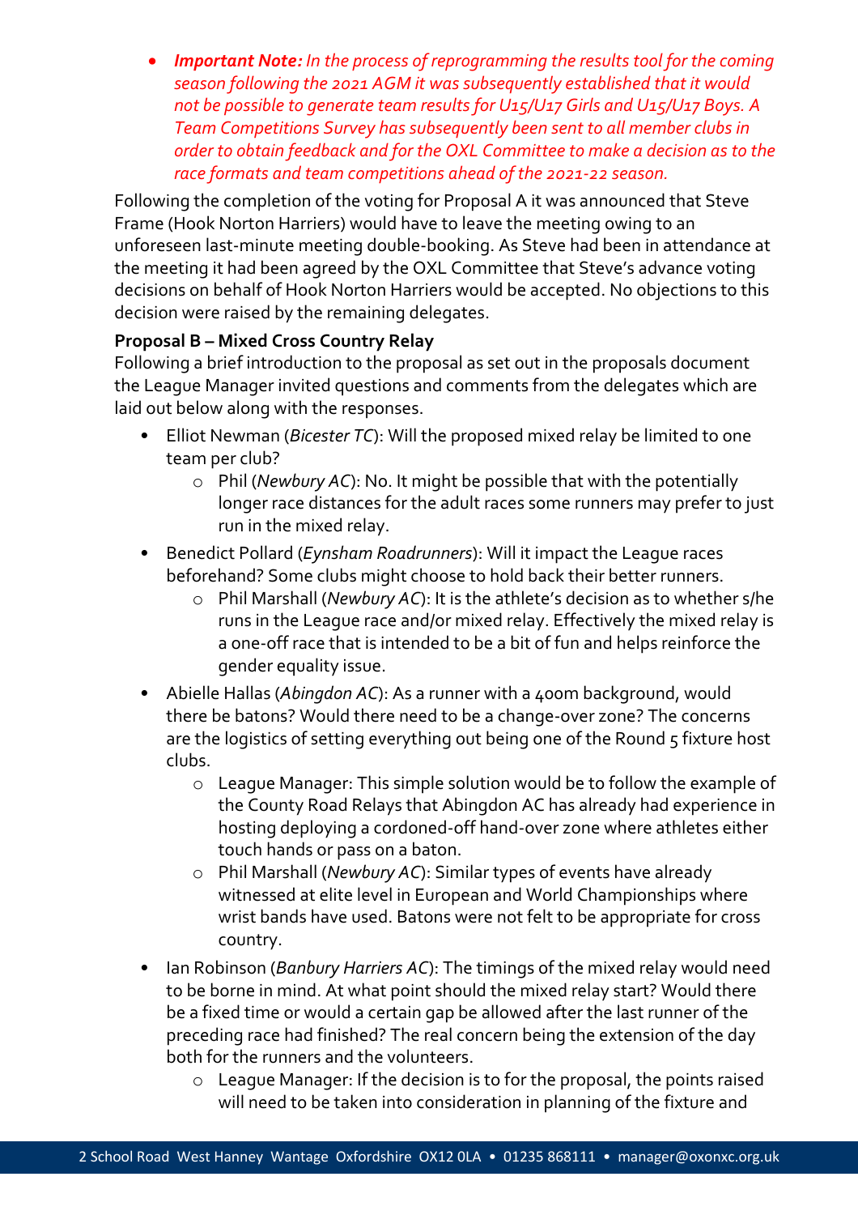- ***Important Note:** In the process of reprogramming the results tool for the coming season following the 2021 AGM it was subsequently established that it would not be possible to generate team results for U15/U17 Girls and U15/U17 Boys. A Team Competitions Survey has subsequently been sent to all member clubs in order to obtain feedback and for the OXL Committee to make a decision as to the race formats and team competitions ahead of the 2021-22 season.*

Following the completion of the voting for Proposal A it was announced that Steve Frame (Hook Norton Harriers) would have to leave the meeting owing to an unforeseen last-minute meeting double-booking. As Steve had been in attendance at the meeting it had been agreed by the OXL Committee that Steve's advance voting decisions on behalf of Hook Norton Harriers would be accepted. No objections to this decision were raised by the remaining delegates.

**Proposal B – Mixed Cross Country Relay**

Following a brief introduction to the proposal as set out in the proposals document the League Manager invited questions and comments from the delegates which are laid out below along with the responses.

- Elliot Newman (*Bicester TC*): Will the proposed mixed relay be limited to one team per club?
  - Phil (*Newbury AC*): No. It might be possible that with the potentially longer race distances for the adult races some runners may prefer to just run in the mixed relay.
- Benedict Pollard (*Eynsham Roadrunners*): Will it impact the League races beforehand? Some clubs might choose to hold back their better runners.
  - Phil Marshall (*Newbury AC*): It is the athlete's decision as to whether s/he runs in the League race and/or mixed relay. Effectively the mixed relay is a one-off race that is intended to be a bit of fun and helps reinforce the gender equality issue.
- Abielle Hallas (*Abingdon AC*): As a runner with a 400m background, would there be batons? Would there need to be a change-over zone? The concerns are the logistics of setting everything out being one of the Round 5 fixture host clubs.
  - League Manager: This simple solution would be to follow the example of the County Road Relays that Abingdon AC has already had experience in hosting deploying a cordoned-off hand-over zone where athletes either touch hands or pass on a baton.
  - Phil Marshall (*Newbury AC*): Similar types of events have already witnessed at elite level in European and World Championships where wrist bands have used. Batons were not felt to be appropriate for cross country.
- Ian Robinson (*Banbury Harriers AC*): The timings of the mixed relay would need to be borne in mind. At what point should the mixed relay start? Would there be a fixed time or would a certain gap be allowed after the last runner of the preceding race had finished? The real concern being the extension of the day both for the runners and the volunteers.
  - League Manager: If the decision is to for the proposal, the points raised will need to be taken into consideration in planning of the fixture and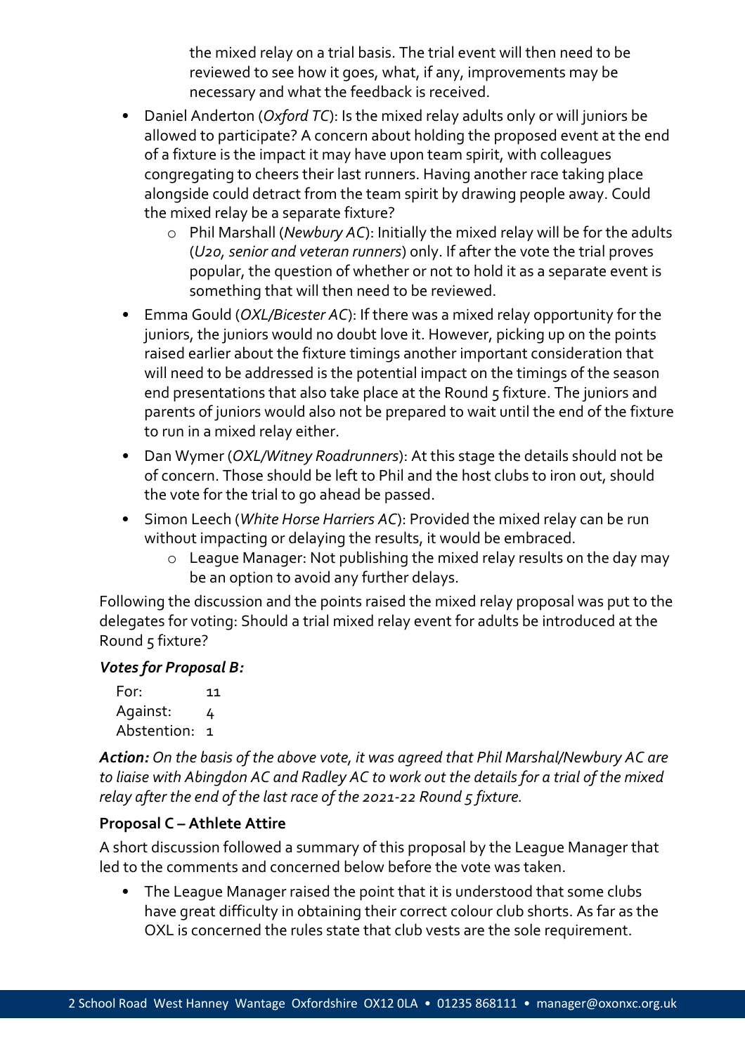the mixed relay on a trial basis. The trial event will then need to be reviewed to see how it goes, what, if any, improvements may be necessary and what the feedback is received.

- Daniel Anderton (*Oxford TC*): Is the mixed relay adults only or will juniors be allowed to participate? A concern about holding the proposed event at the end of a fixture is the impact it may have upon team spirit, with colleagues congregating to cheers their last runners. Having another race taking place alongside could detract from the team spirit by drawing people away. Could the mixed relay be a separate fixture?
    - Phil Marshall (*Newbury AC*): Initially the mixed relay will be for the adults (*U20, senior and veteran runners*) only. If after the vote the trial proves popular, the question of whether or not to hold it as a separate event is something that will then need to be reviewed.
- Emma Gould (*OXL/Bicester AC*): If there was a mixed relay opportunity for the juniors, the juniors would no doubt love it. However, picking up on the points raised earlier about the fixture timings another important consideration that will need to be addressed is the potential impact on the timings of the season end presentations that also take place at the Round 5 fixture. The juniors and parents of juniors would also not be prepared to wait until the end of the fixture to run in a mixed relay either.
- Dan Wymer (*OXL/Witney Roadrunners*): At this stage the details should not be of concern. Those should be left to Phil and the host clubs to iron out, should the vote for the trial to go ahead be passed.
- Simon Leech (*White Horse Harriers AC*): Provided the mixed relay can be run without impacting or delaying the results, it would be embraced.
    - League Manager: Not publishing the mixed relay results on the day may be an option to avoid any further delays.

Following the discussion and the points raised the mixed relay proposal was put to the delegates for voting: Should a trial mixed relay event for adults be introduced at the Round 5 fixture?

***Votes for Proposal B:***

| | |
|---|---|
| For: | 11 |
| Against: | 4 |
| Abstention: | 1 |

***Action:*** *On the basis of the above vote, it was agreed that Phil Marshal/Newbury AC are to liaise with Abingdon AC and Radley AC to work out the details for a trial of the mixed relay after the end of the last race of the 2021-22 Round 5 fixture.*

**Proposal C – Athlete Attire**

A short discussion followed a summary of this proposal by the League Manager that led to the comments and concerned below before the vote was taken.

- The League Manager raised the point that it is understood that some clubs have great difficulty in obtaining their correct colour club shorts. As far as the OXL is concerned the rules state that club vests are the sole requirement.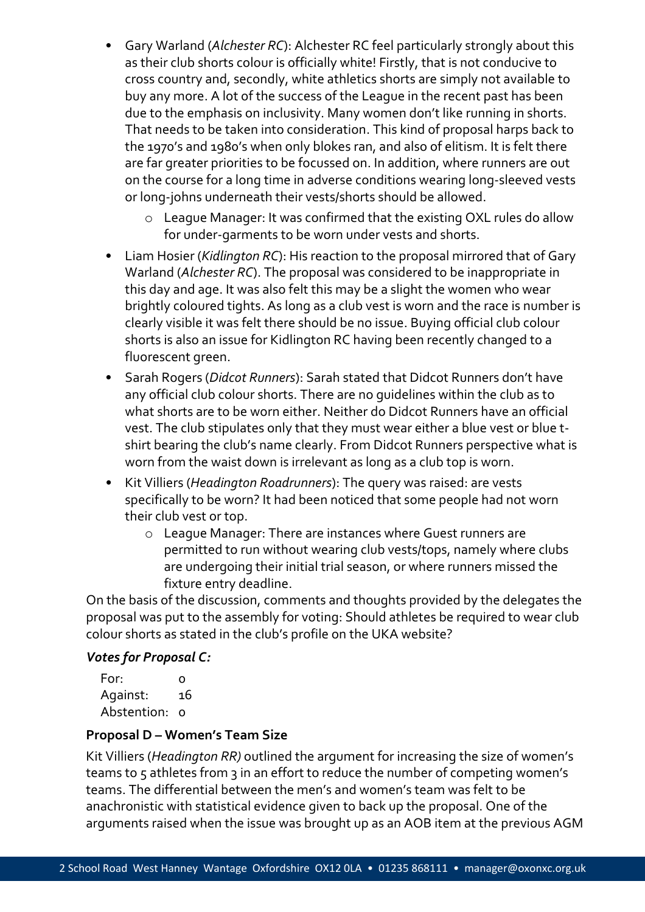- Gary Warland (*Alchester RC*): Alchester RC feel particularly strongly about this as their club shorts colour is officially white! Firstly, that is not conducive to cross country and, secondly, white athletics shorts are simply not available to buy any more. A lot of the success of the League in the recent past has been due to the emphasis on inclusivity. Many women don't like running in shorts. That needs to be taken into consideration. This kind of proposal harps back to the 1970's and 1980's when only blokes ran, and also of elitism. It is felt there are far greater priorities to be focussed on. In addition, where runners are out on the course for a long time in adverse conditions wearing long-sleeved vests or long-johns underneath their vests/shorts should be allowed.
  - League Manager: It was confirmed that the existing OXL rules do allow for under-garments to be worn under vests and shorts.
- Liam Hosier (*Kidlington RC*): His reaction to the proposal mirrored that of Gary Warland (*Alchester RC*). The proposal was considered to be inappropriate in this day and age. It was also felt this may be a slight the women who wear brightly coloured tights. As long as a club vest is worn and the race is number is clearly visible it was felt there should be no issue. Buying official club colour shorts is also an issue for Kidlington RC having been recently changed to a fluorescent green.
- Sarah Rogers (*Didcot Runners*): Sarah stated that Didcot Runners don't have any official club colour shorts. There are no guidelines within the club as to what shorts are to be worn either. Neither do Didcot Runners have an official vest. The club stipulates only that they must wear either a blue vest or blue t-shirt bearing the club's name clearly. From Didcot Runners perspective what is worn from the waist down is irrelevant as long as a club top is worn.
- Kit Villiers (*Headington Roadrunners*): The query was raised: are vests specifically to be worn? It had been noticed that some people had not worn their club vest or top.
  - League Manager: There are instances where Guest runners are permitted to run without wearing club vests/tops, namely where clubs are undergoing their initial trial season, or where runners missed the fixture entry deadline.

On the basis of the discussion, comments and thoughts provided by the delegates the proposal was put to the assembly for voting: Should athletes be required to wear club colour shorts as stated in the club's profile on the UKA website?

***Votes for Proposal C:***

For: 0
Against: 16
Abstention: 0

**Proposal D – Women's Team Size**

Kit Villiers (*Headington RR)* outlined the argument for increasing the size of women's teams to 5 athletes from 3 in an effort to reduce the number of competing women's teams. The differential between the men's and women's team was felt to be anachronistic with statistical evidence given to back up the proposal. One of the arguments raised when the issue was brought up as an AOB item at the previous AGM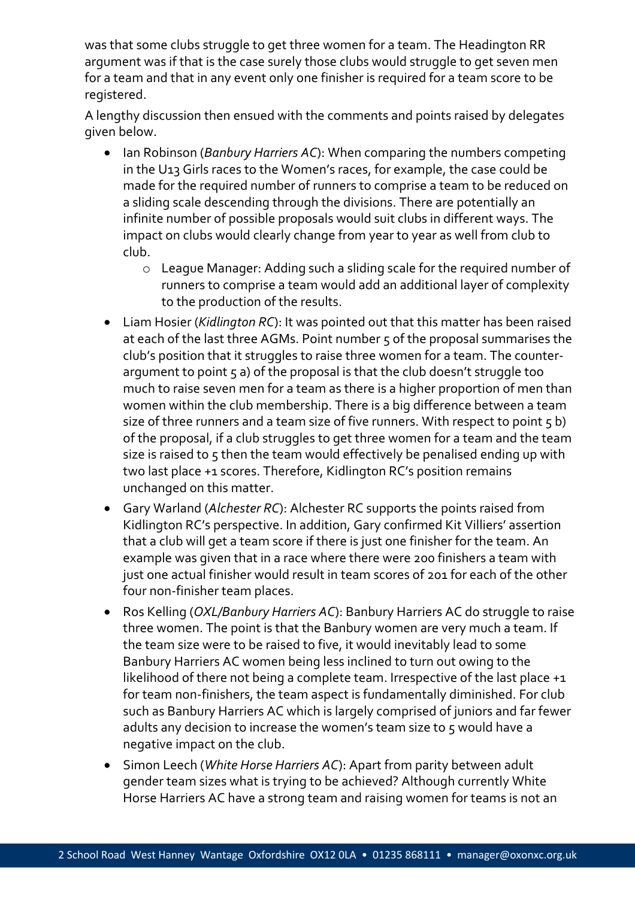was that some clubs struggle to get three women for a team. The Headington RR argument was if that is the case surely those clubs would struggle to get seven men for a team and that in any event only one finisher is required for a team score to be registered.

A lengthy discussion then ensued with the comments and points raised by delegates given below.

- Ian Robinson (*Banbury Harriers AC*): When comparing the numbers competing in the U13 Girls races to the Women's races, for example, the case could be made for the required number of runners to comprise a team to be reduced on a sliding scale descending through the divisions. There are potentially an infinite number of possible proposals would suit clubs in different ways. The impact on clubs would clearly change from year to year as well from club to club.
  - League Manager: Adding such a sliding scale for the required number of runners to comprise a team would add an additional layer of complexity to the production of the results.
- Liam Hosier (*Kidlington RC*): It was pointed out that this matter has been raised at each of the last three AGMs. Point number 5 of the proposal summarises the club's position that it struggles to raise three women for a team. The counter-argument to point 5 a) of the proposal is that the club doesn't struggle too much to raise seven men for a team as there is a higher proportion of men than women within the club membership. There is a big difference between a team size of three runners and a team size of five runners. With respect to point 5 b) of the proposal, if a club struggles to get three women for a team and the team size is raised to 5 then the team would effectively be penalised ending up with two last place +1 scores. Therefore, Kidlington RC's position remains unchanged on this matter.
- Gary Warland (*Alchester RC*): Alchester RC supports the points raised from Kidlington RC's perspective. In addition, Gary confirmed Kit Villiers' assertion that a club will get a team score if there is just one finisher for the team. An example was given that in a race where there were 200 finishers a team with just one actual finisher would result in team scores of 201 for each of the other four non-finisher team places.
- Ros Kelling (*OXL/Banbury Harriers AC*): Banbury Harriers AC do struggle to raise three women. The point is that the Banbury women are very much a team. If the team size were to be raised to five, it would inevitably lead to some Banbury Harriers AC women being less inclined to turn out owing to the likelihood of there not being a complete team. Irrespective of the last place +1 for team non-finishers, the team aspect is fundamentally diminished. For club such as Banbury Harriers AC which is largely comprised of juniors and far fewer adults any decision to increase the women's team size to 5 would have a negative impact on the club.
- Simon Leech (*White Horse Harriers AC*): Apart from parity between adult gender team sizes what is trying to be achieved? Although currently White Horse Harriers AC have a strong team and raising women for teams is not an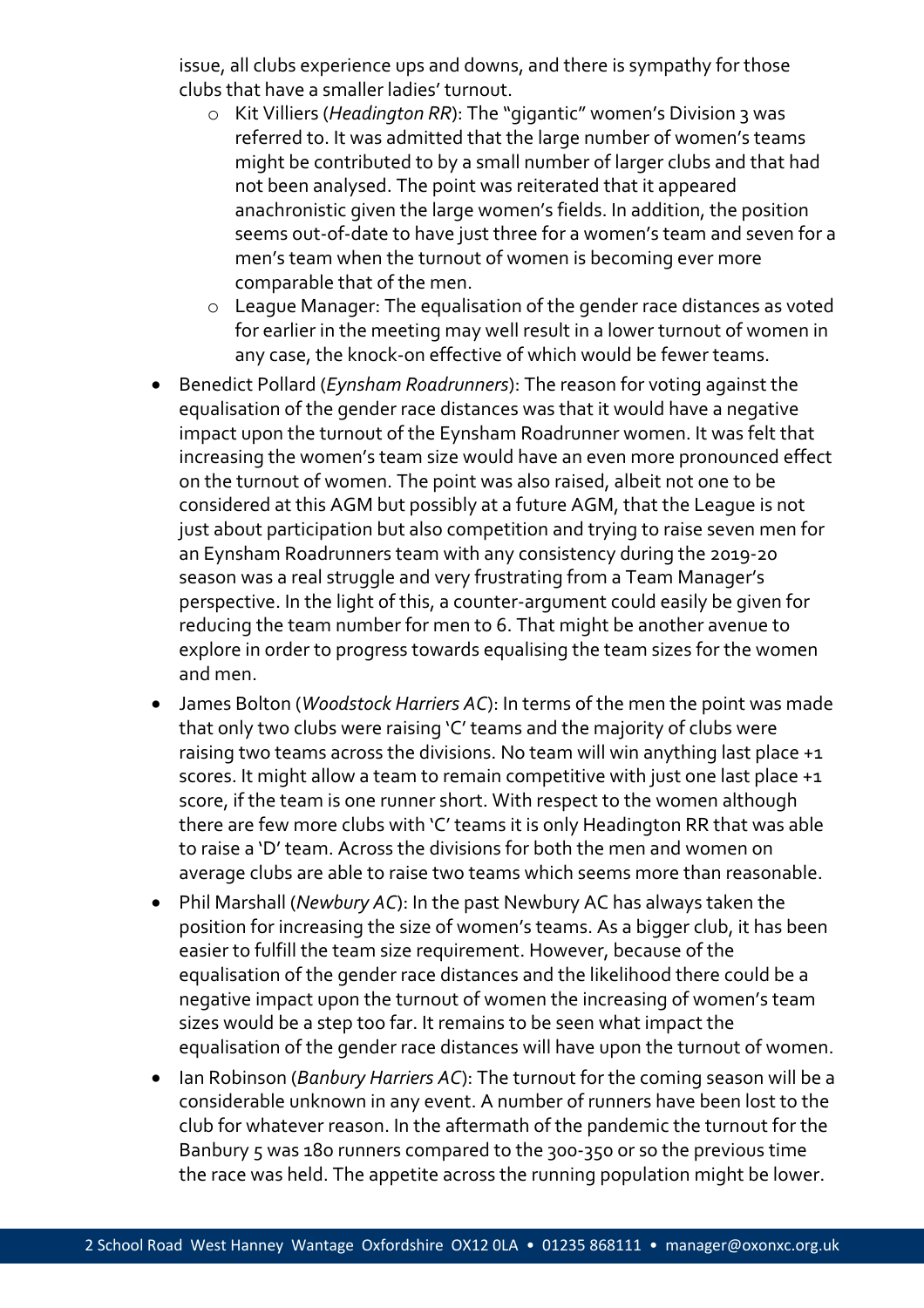issue, all clubs experience ups and downs, and there is sympathy for those clubs that have a smaller ladies' turnout.

  - Kit Villiers (*Headington RR*): The "gigantic" women's Division 3 was referred to. It was admitted that the large number of women's teams might be contributed to by a small number of larger clubs and that had not been analysed. The point was reiterated that it appeared anachronistic given the large women's fields. In addition, the position seems out-of-date to have just three for a women's team and seven for a men's team when the turnout of women is becoming ever more comparable that of the men.
  - League Manager: The equalisation of the gender race distances as voted for earlier in the meeting may well result in a lower turnout of women in any case, the knock-on effective of which would be fewer teams.

- Benedict Pollard (*Eynsham Roadrunners*): The reason for voting against the equalisation of the gender race distances was that it would have a negative impact upon the turnout of the Eynsham Roadrunner women. It was felt that increasing the women's team size would have an even more pronounced effect on the turnout of women. The point was also raised, albeit not one to be considered at this AGM but possibly at a future AGM, that the League is not just about participation but also competition and trying to raise seven men for an Eynsham Roadrunners team with any consistency during the 2019-20 season was a real struggle and very frustrating from a Team Manager's perspective. In the light of this, a counter-argument could easily be given for reducing the team number for men to 6. That might be another avenue to explore in order to progress towards equalising the team sizes for the women and men.
- James Bolton (*Woodstock Harriers AC*): In terms of the men the point was made that only two clubs were raising 'C' teams and the majority of clubs were raising two teams across the divisions. No team will win anything last place +1 scores. It might allow a team to remain competitive with just one last place +1 score, if the team is one runner short. With respect to the women although there are few more clubs with 'C' teams it is only Headington RR that was able to raise a 'D' team. Across the divisions for both the men and women on average clubs are able to raise two teams which seems more than reasonable.
- Phil Marshall (*Newbury AC*): In the past Newbury AC has always taken the position for increasing the size of women's teams. As a bigger club, it has been easier to fulfill the team size requirement. However, because of the equalisation of the gender race distances and the likelihood there could be a negative impact upon the turnout of women the increasing of women's team sizes would be a step too far. It remains to be seen what impact the equalisation of the gender race distances will have upon the turnout of women.
- Ian Robinson (*Banbury Harriers AC*): The turnout for the coming season will be a considerable unknown in any event. A number of runners have been lost to the club for whatever reason. In the aftermath of the pandemic the turnout for the Banbury 5 was 180 runners compared to the 300-350 or so the previous time the race was held. The appetite across the running population might be lower.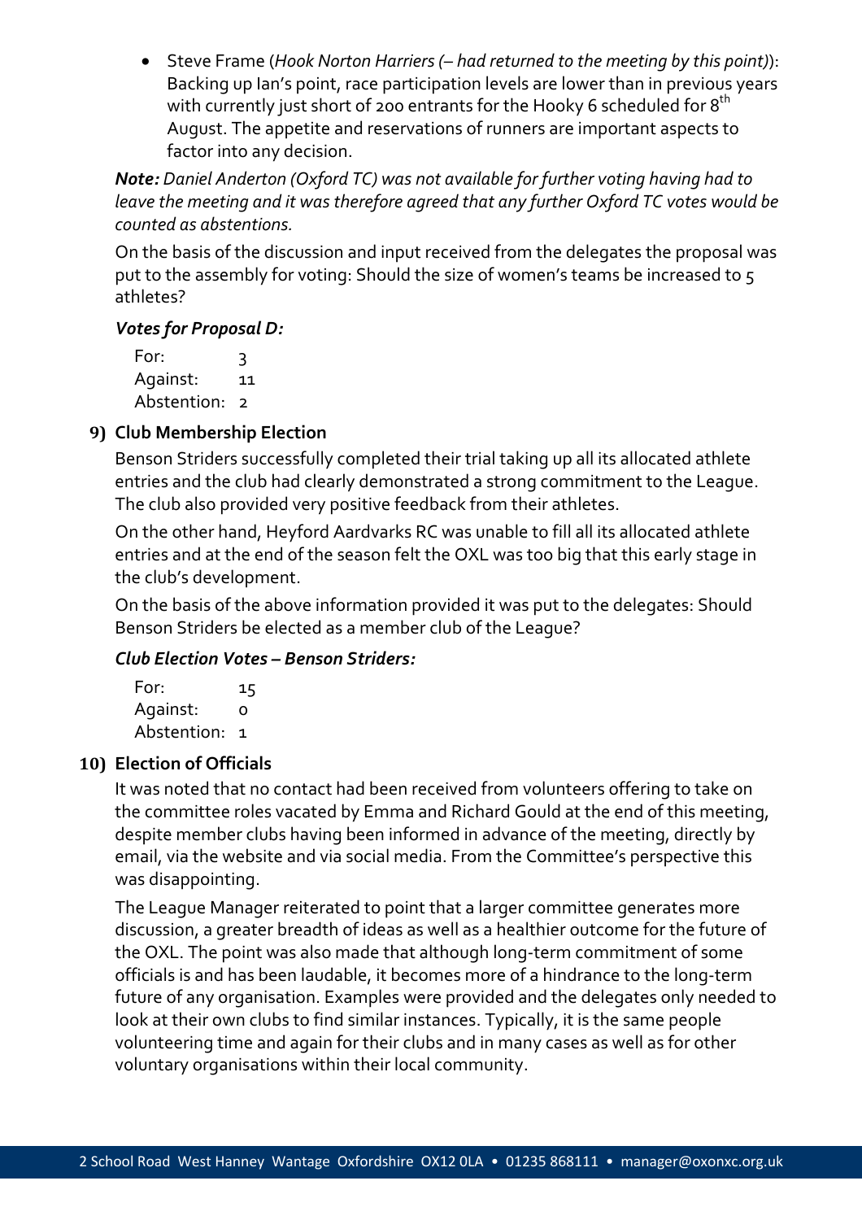- Steve Frame (*Hook Norton Harriers (– had returned to the meeting by this point)*): Backing up Ian's point, race participation levels are lower than in previous years with currently just short of 200 entrants for the Hooky 6 scheduled for 8th August. The appetite and reservations of runners are important aspects to factor into any decision.

***Note:*** *Daniel Anderton (Oxford TC) was not available for further voting having had to leave the meeting and it was therefore agreed that any further Oxford TC votes would be counted as abstentions.*

On the basis of the discussion and input received from the delegates the proposal was put to the assembly for voting: Should the size of women's teams be increased to 5 athletes?

***Votes for Proposal D:***

| | |
|---|---|
| For: | 3 |
| Against: | 11 |
| Abstention: | 2 |

## 9) Club Membership Election

Benson Striders successfully completed their trial taking up all its allocated athlete entries and the club had clearly demonstrated a strong commitment to the League. The club also provided very positive feedback from their athletes.

On the other hand, Heyford Aardvarks RC was unable to fill all its allocated athlete entries and at the end of the season felt the OXL was too big that this early stage in the club's development.

On the basis of the above information provided it was put to the delegates: Should Benson Striders be elected as a member club of the League?

***Club Election Votes – Benson Striders:***

| | |
|---|---|
| For: | 15 |
| Against: | 0 |
| Abstention: | 1 |

## 10) Election of Officials

It was noted that no contact had been received from volunteers offering to take on the committee roles vacated by Emma and Richard Gould at the end of this meeting, despite member clubs having been informed in advance of the meeting, directly by email, via the website and via social media. From the Committee's perspective this was disappointing.

The League Manager reiterated to point that a larger committee generates more discussion, a greater breadth of ideas as well as a healthier outcome for the future of the OXL. The point was also made that although long-term commitment of some officials is and has been laudable, it becomes more of a hindrance to the long-term future of any organisation. Examples were provided and the delegates only needed to look at their own clubs to find similar instances. Typically, it is the same people volunteering time and again for their clubs and in many cases as well as for other voluntary organisations within their local community.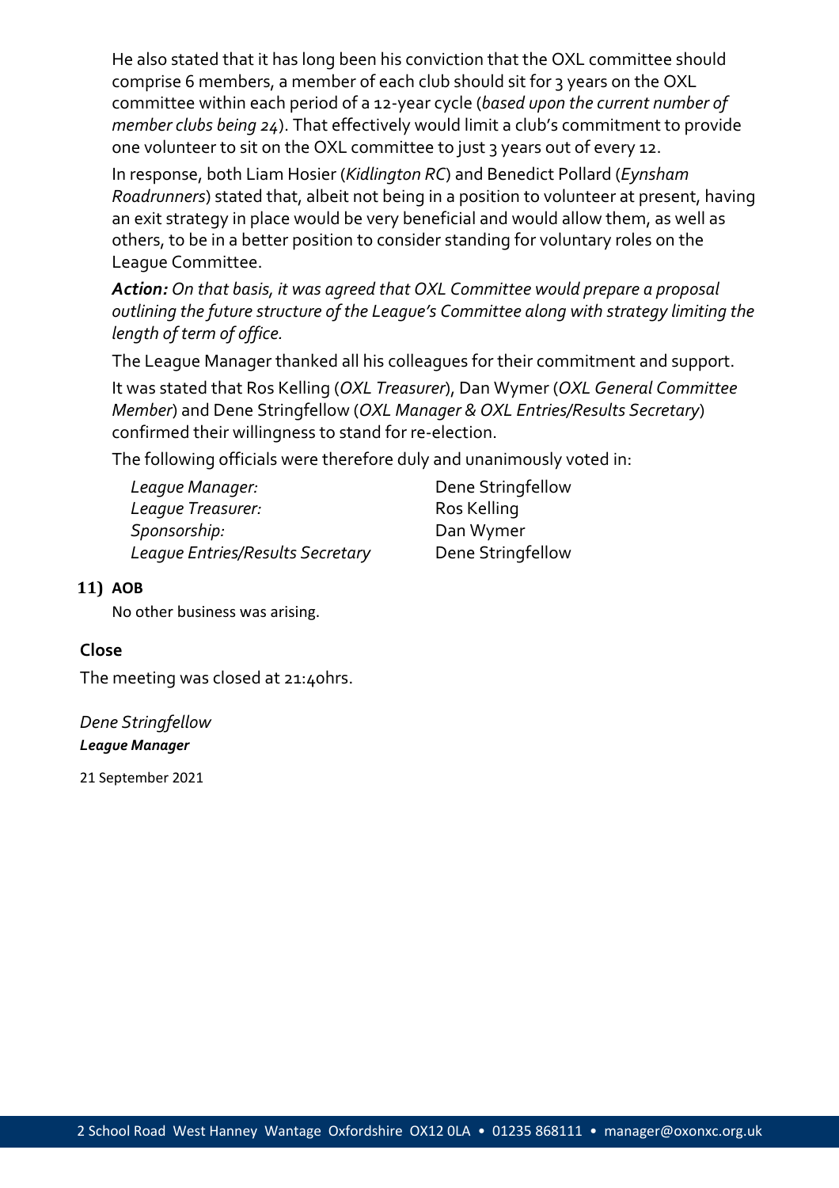He also stated that it has long been his conviction that the OXL committee should comprise 6 members, a member of each club should sit for 3 years on the OXL committee within each period of a 12-year cycle (*based upon the current number of member clubs being 24*). That effectively would limit a club's commitment to provide one volunteer to sit on the OXL committee to just 3 years out of every 12.

In response, both Liam Hosier (*Kidlington RC*) and Benedict Pollard (*Eynsham Roadrunners*) stated that, albeit not being in a position to volunteer at present, having an exit strategy in place would be very beneficial and would allow them, as well as others, to be in a better position to consider standing for voluntary roles on the League Committee.

***Action:*** *On that basis, it was agreed that OXL Committee would prepare a proposal outlining the future structure of the League's Committee along with strategy limiting the length of term of office.*

The League Manager thanked all his colleagues for their commitment and support.

It was stated that Ros Kelling (*OXL Treasurer*), Dan Wymer (*OXL General Committee Member*) and Dene Stringfellow (*OXL Manager & OXL Entries/Results Secretary*) confirmed their willingness to stand for re-election.

The following officials were therefore duly and unanimously voted in:

| | |
|---|---|
| *League Manager:* | Dene Stringfellow |
| *League Treasurer:* | Ros Kelling |
| *Sponsorship:* | Dan Wymer |
| *League Entries/Results Secretary* | Dene Stringfellow |

**11) AOB**

No other business was arising.

**Close**

The meeting was closed at 21:40hrs.

*Dene Stringfellow*
***League Manager***

21 September 2021